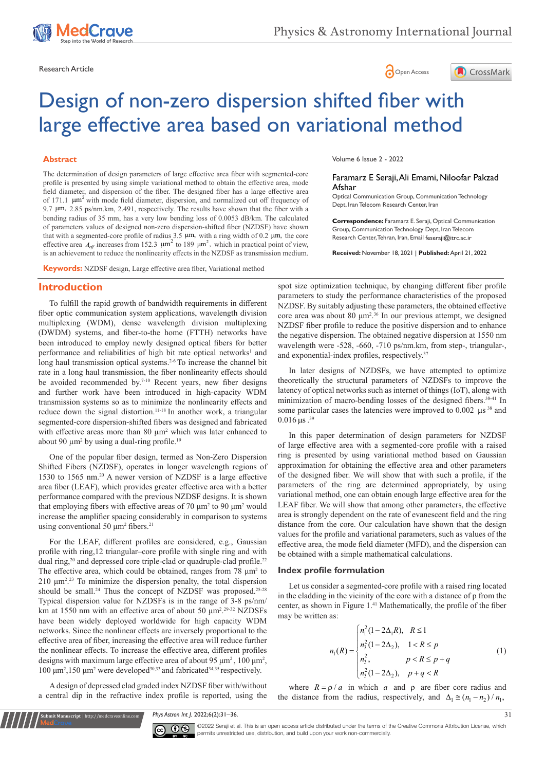Research Article

# Design of non-zero dispersion shifted fiber with large effective area based on variational method

Volume 6 Issue 2 - 2022

Faramarz E Seraji, Ali Emami, Niloofar Pakzad Afshar

Optical Communication Group, Communication Technology Dept, Iran Telecom Research Center, Iran

**Correspondence:** Faramarz E. Seraji, Optical Communication Group, Communication Technology Dept, Iran Telecom Research Center, Tehran, Iran, Email feseraji@itrc.ac.ir

**Received:** November 18, 2021 | **Published:** April 21, 2022

## Abstract

The determination of design parameters of large effective area fiber with segmented-core profile is presented by using simple variational method to obtain the effective area, mode field diameter, and dispersion of the fiber. The designed fiber has a large effective area of 171.1 $\mu m^2$ with mode field diameter, dispersion, and normalized cut off frequency of 9.7 μm, 2.85 ps/nm.km, 2.491, respectively. The results have shown that the fiber with a bending radius of 35 mm, has a very low bending loss of 0.0053 dB/km. The calculated of parameters values of designed non-zero dispersion-shifted fiber (NZDSF) have shown that with a segmented-core profile of radius 3.5 μm, with a ring width of 0.2 μm, the core effective area $A_{eff}$ increases from 152.3 $\mu m^2$ to 189 $\mu m^2$, which in practical point of view, is an achievement to reduce the nonlinearity effects in the NZDSF as transmission medium.

**Keywords:** NZDSF design, Large effective area fiber, Variational method

## Introduction

To fulfill the rapid growth of bandwidth requirements in different fiber optic communication system applications, wavelength division multiplexing (WDM), dense wavelength division multiplexing (DWDM) systems, and fiber-to-the home (FTTH) networks have been introduced to employ newly designed optical fibers for better performance and reliabilities of high bit rate optical networks[1] and long haul transmission optical systems.[2-6] To increase the channel bit rate in a long haul transmission, the fiber nonlinearity effects should be avoided recommended by.[7-10] Recent years, new fiber designs and further work have been introduced in high-capacity WDM transmission systems so as to minimize the nonlinearity effects and reduce down the signal distortion.[11-18] In another work, a triangular segmented-core dispersion-shifted fibers was designed and fabricated with effective areas more than 80 $\mu m^2$ which was later enhanced to about 90 $\mu m^2$ by using a dual-ring profile.[19]

One of the popular fiber design, termed as Non-Zero Dispersion Shifted Fibers (NZDSF), operates in longer wavelength regions of 1530 to 1565 nm.[20] A newer version of NZDSF is a large effective area fiber (LEAF), which provides greater effective area with a better performance compared with the previous NZDSF designs. It is shown that employing fibers with effective areas of 70 $\mu m^2$ to 90 $\mu m^2$ would increase the amplifier spacing considerably in comparison to systems using conventional 50 $\mu m^2$ fibers.[21]

For the LEAF, different profiles are considered, e.g., Gaussian profile with ring,12 triangular–core profile with single ring and with dual ring,[20] and depressed core triple-clad or quadruple-clad profile.[22] The effective area, which could be obtained, ranges from 78 $\mu m^2$ to 210 $\mu m^2$.[23] To minimize the dispersion penalty, the total dispersion should be small.[24] Thus the concept of NZDSF was proposed.[25-28] Typical dispersion value for NZDSFs is in the range of 3-8 ps/nm/km at 1550 nm with an effective area of about 50 $\mu m^2$.[29-32] NZDSFs have been widely deployed worldwide for high capacity WDM networks. Since the nonlinear effects are inversely proportional to the effective area of fiber, increasing the effective area will reduce further the nonlinear effects. To increase the effective area, different profiles designs with maximum large effective area of about 95 $\mu m^2$, 100 $\mu m^2$, 100 $\mu m^2$,150 $\mu m^2$ were developed[30,33] and fabricated[34,35] respectively.

A design of depressed clad graded index NZDSF fiber with/without a central dip in the refractive index profile is reported, using the spot size optimization technique, by changing different fiber profile parameters to study the performance characteristics of the proposed NZDSF. By suitably adjusting these parameters, the obtained effective core area was about 80 $\mu m^2$.[36] In our previous attempt, we designed NZDSF fiber profile to reduce the positive dispersion and to enhance the negative dispersion. The obtained negative dispersion at 1550 nm wavelength were -528, -660, -710 ps/nm.km, from step-, triangular-, and exponential-index profiles, respectively.[37]

In later designs of NZDSFs, we have attempted to optimize theoretically the structural parameters of NZDSFs to improve the latency of optical networks such as internet of things (IoT), along with minimization of macro-bending losses of the designed fibers.[38-41] In some particular cases the latencies were improved to 0.002 μs [38] and 0.016 μs.[39]

In this paper determination of design parameters for NZDSF of large effective area with a segmented-core profile with a raised ring is presented by using variational method based on Gaussian approximation for obtaining the effective area and other parameters of the designed fiber. We will show that with such a profile, if the parameters of the ring are determined appropriately, by using variational method, one can obtain enough large effective area for the LEAF fiber. We will show that among other parameters, the effective area is strongly dependent on the rate of evanescent field and the ring distance from the core. Our calculation have shown that the design values for the profile and variational parameters, such as values of the effective area, the mode field diameter (MFD), and the dispersion can be obtained with a simple mathematical calculations.

### Index profile formulation

Let us consider a segmented-core profile with a raised ring located in the cladding in the vicinity of the core with a distance of p from the center, as shown in Figure 1.[41] Mathematically, the profile of the fiber may be written as:

$$n_1(R) = \begin{cases} n_1^2(1-2\Delta_1 R), & R \le 1 \\ n_3^2(1-2\Delta_2), & 1 < R \le p \\ n_3^2, & p < R \le p+q \\ n_3^2(1-2\Delta_2), & p+q < R \end{cases} \quad (1)$$

where $R = \rho / a$ in which $a$ and $\rho$ are fiber core radius and the distance from the radius, respectively, and $\Delta_1 \cong (n_1 - n_2)/n_1$,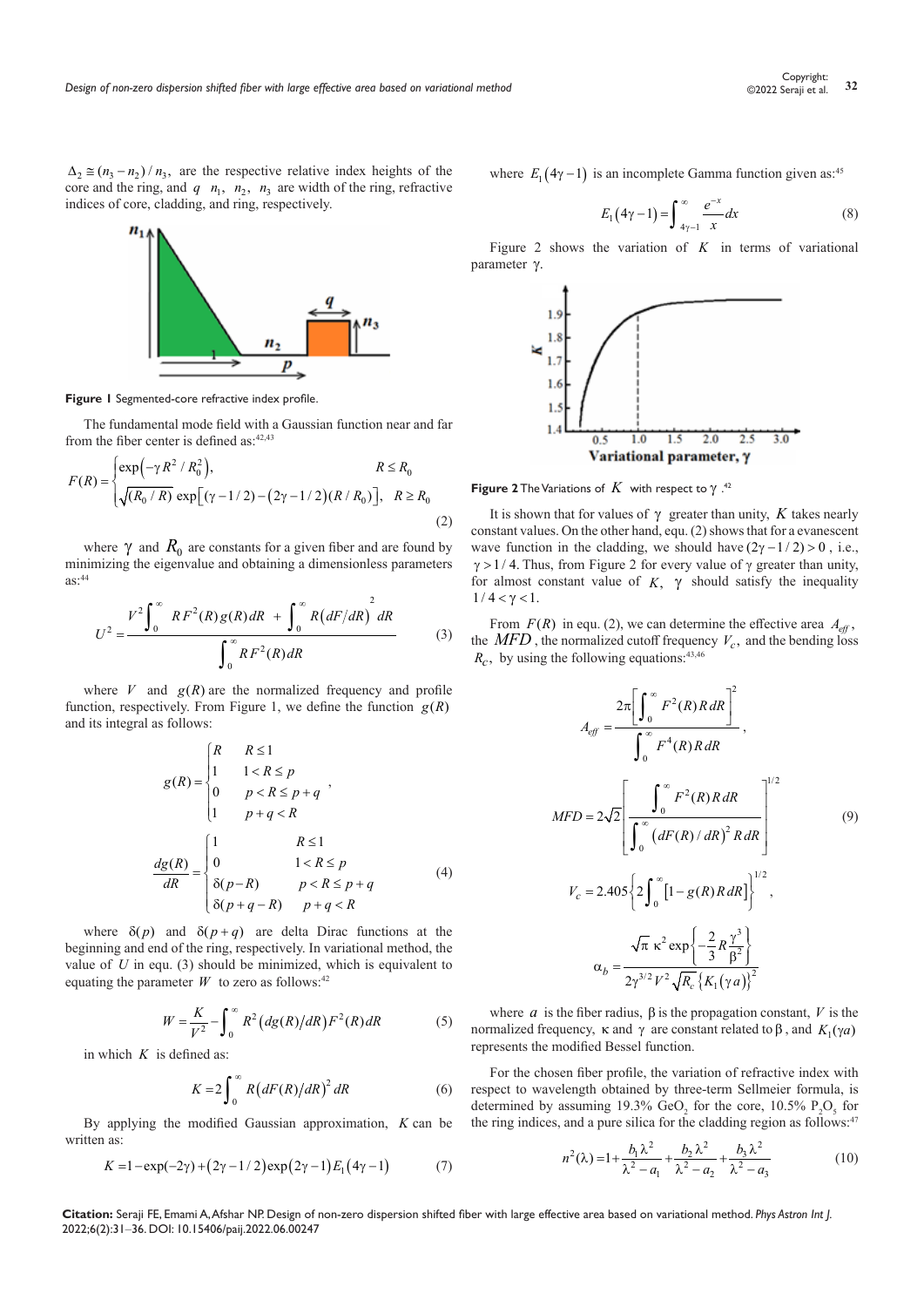$\Delta_2 \cong (n_3 - n_2)/n_3$, are the respective relative index heights of the core and the ring, and $q$ $n_1$, $n_2$, $n_3$ are width of the ring, refractive indices of core, cladding, and ring, respectively.

**Figure 1** Segmented-core refractive index profile.

The fundamental mode field with a Gaussian function near and far from the fiber center is defined as:[42,43]

$$F(R) = \begin{cases} \exp\left(-\gamma R^2 / R_0^2\right), & R \le R_0 \\ \sqrt{(R_0/R)}\, \exp\left[(\gamma - 1/2) - \left(2\gamma - 1/2\right)(R/R_0)\right], & R \ge R_0 \end{cases} \tag{2}$$

where $\gamma$ and $R_0$ are constants for a given fiber and are found by minimizing the eigenvalue and obtaining a dimensionless parameters as:[44]

$$U^2 = \frac{V^2 \int_0^\infty R F^2(R) g(R)\, dR + \int_0^\infty R \left(dF/dR\right)^2 dR}{\int_0^\infty R F^2(R)\, dR} \tag{3}$$

where $V$ and $g(R)$ are the normalized frequency and profile function, respectively. From Figure 1, we define the function $g(R)$ and its integral as follows:

$$g(R) = \begin{cases} R & R \le 1 \\ 1 & 1 < R \le p \\ 0 & p < R \le p+q \\ 1 & p+q < R \end{cases},$$

$$\frac{dg(R)}{dR} = \begin{cases} 1 & R \le 1 \\ 0 & 1 < R \le p \\ \delta(p-R) & p < R \le p+q \\ \delta(p+q-R) & p+q < R \end{cases} \tag{4}$$

where $\delta(p)$ and $\delta(p+q)$ are delta Dirac functions at the beginning and end of the ring, respectively. In variational method, the value of $U$ in equ. (3) should be minimized, which is equivalent to equating the parameter $W$ to zero as follows:[42]

$$W = \frac{K}{V^2} - \int_0^\infty R^2 \left(dg(R)/dR\right) F^2(R)\, dR \tag{5}$$

in which $K$ is defined as:

$$K = 2\int_0^\infty R\left(dF(R)/dR\right)^2 dR \tag{6}$$

By applying the modified Gaussian approximation, $K$ can be written as:

$$K = 1 - \exp(-2\gamma) + \left(2\gamma - 1/2\right)\exp\left(2\gamma - 1\right) E_1\left(4\gamma - 1\right) \tag{7}$$

where $E_1\left(4\gamma - 1\right)$ is an incomplete Gamma function given as:[45]

$$E_1\left(4\gamma - 1\right) = \int_{4\gamma-1}^\infty \frac{e^{-x}}{x}\, dx \tag{8}$$

Figure 2 shows the variation of $K$ in terms of variational parameter $\gamma$.

**Figure 2** The Variations of $K$ with respect to $\gamma$.[42]

It is shown that for values of $\gamma$ greater than unity, $K$ takes nearly constant values. On the other hand, equ. (2) shows that for a evanescent wave function in the cladding, we should have $(2\gamma - 1/2) > 0$, i.e., $\gamma > 1/4$. Thus, from Figure 2 for every value of $\gamma$ greater than unity, for almost constant value of $K$, $\gamma$ should satisfy the inequality $1/4 < \gamma < 1$.

From $F(R)$ in equ. (2), we can determine the effective area $A_{eff}$, the $MFD$, the normalized cutoff frequency $V_c$, and the bending loss $R_C$, by using the following equations:[43,46]

$$A_{eff} = \frac{2\pi\left[\int_0^\infty F^2(R)\, R\, dR\right]^2}{\int_0^\infty F^4(R)\, R\, dR},$$

$$MFD = 2\sqrt{2}\left[\frac{\int_0^\infty F^2(R)\, R\, dR}{\int_0^\infty \left(dF(R)/dR\right)^2 R\, dR}\right]^{1/2} \tag{9}$$

$$V_c = 2.405\left\{2\int_0^\infty \left[1 - g(R)\, R\, dR\right]\right\}^{1/2},$$

$$\alpha_b = \frac{\sqrt{\pi}\,\kappa^2 \exp\left\{-\frac{2}{3} R \frac{\gamma^3}{\beta^2}\right\}}{2\gamma^{3/2} V^2 \sqrt{R_c}\left\{K_1(\gamma a)\right\}^2}$$

where $a$ is the fiber radius, $\beta$ is the propagation constant, $V$ is the normalized frequency, $\kappa$ and $\gamma$ are constant related to $\beta$, and $K_1(\gamma a)$ represents the modified Bessel function.

For the chosen fiber profile, the variation of refractive index with respect to wavelength obtained by three-term Sellmeier formula, is determined by assuming 19.3% $GeO_2$ for the core, 10.5% $P_2O_5$ for the ring indices, and a pure silica for the cladding region as follows:[47]

$$n^2(\lambda) = 1 + \frac{b_1\lambda^2}{\lambda^2 - a_1} + \frac{b_2\lambda^2}{\lambda^2 - a_2} + \frac{b_3\lambda^2}{\lambda^2 - a_3} \tag{10}$$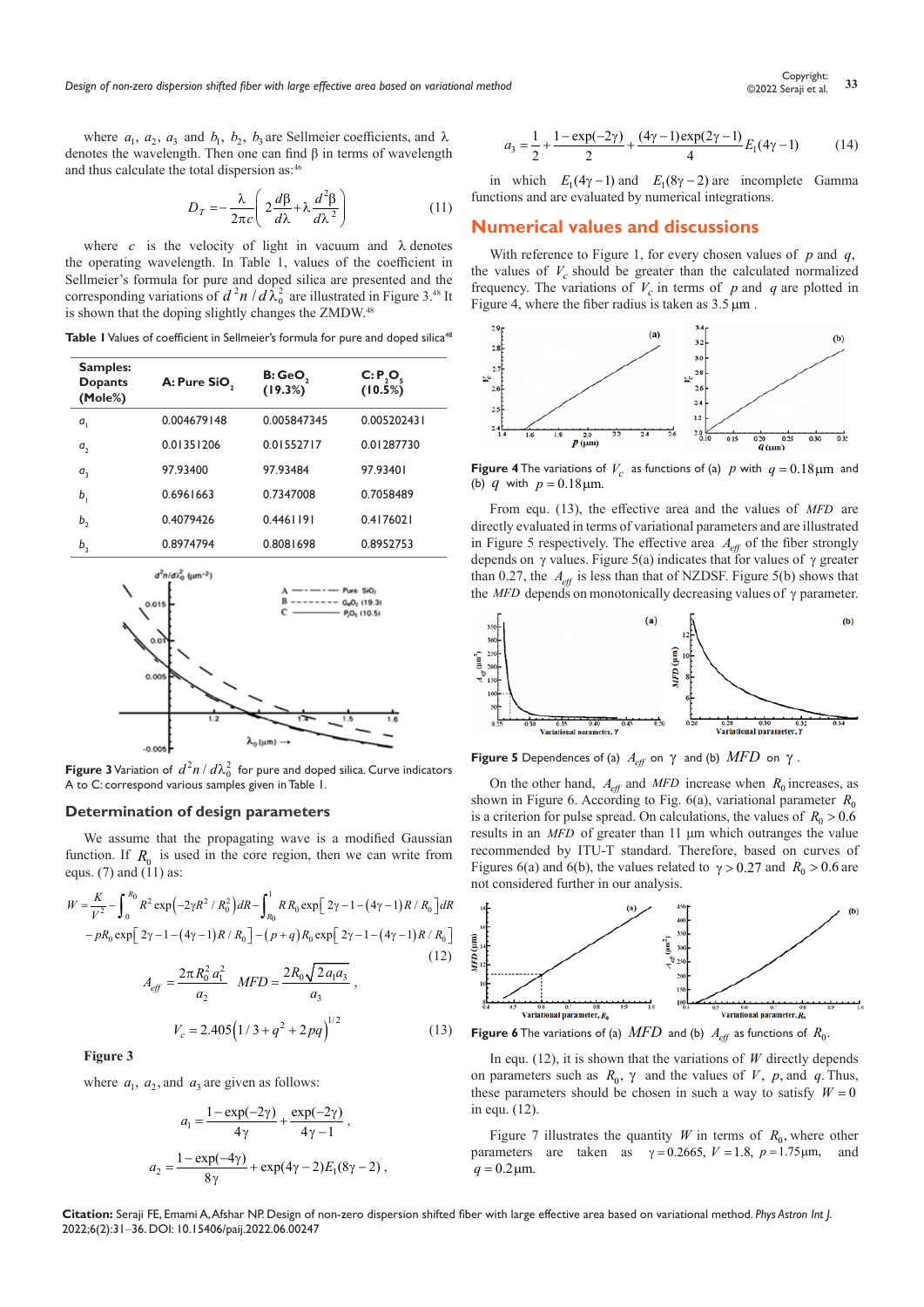where $a_1$, $a_2$, $a_3$ and $b_1$, $b_2$, $b_3$ are Sellmeier coefficients, and $\lambda$ denotes the wavelength. Then one can find $\beta$ in terms of wavelength and thus calculate the total dispersion as:[46]

$$D_T = -\frac{\lambda}{2\pi c}\left(2\frac{d\beta}{d\lambda} + \lambda\frac{d^2\beta}{d\lambda^2}\right) \tag{11}$$

where $c$ is the velocity of light in vacuum and $\lambda$ denotes the operating wavelength. In Table 1, values of the coefficient in Sellmeier's formula for pure and doped silica are presented and the corresponding variations of $d^2n/d\lambda_0^2$ are illustrated in Figure 3.[48] It is shown that the doping slightly changes the ZMDW.[48]

**Table 1** Values of coefficient in Sellmeier's formula for pure and doped silica[48]

| Samples: Dopants (Mole%) | A: Pure $SiO_2$ | B: $GeO_2$ (19.3%) | C: $P_2O_5$ (10.5%) |
|---|---|---|---|
| $a_1$ | 0.004679148 | 0.005847345 | 0.005202431 |
| $a_2$ | 0.01351206 | 0.01552717 | 0.01287730 |
| $a_3$ | 97.93400 | 97.93484 | 97.93401 |
| $b_1$ | 0.6961663 | 0.7347008 | 0.7058489 |
| $b_2$ | 0.4079426 | 0.4461191 | 0.4176021 |
| $b_3$ | 0.8974794 | 0.8081698 | 0.8952753 |

**Figure 3** Variation of $d^2n/d\lambda_0^2$ for pure and doped silica. Curve indicators A to C: correspond various samples given in Table 1.

### Determination of design parameters

We assume that the propagating wave is a modified Gaussian function. If $R_0$ is used in the core region, then we can write from equs. (7) and (11) as:

$$W = \frac{K}{V^2} - \int_0^{R_0} R^2 \exp\left(-2\gamma R^2/R_0^2\right)dR - \int_{R_0}^{1} R\,R_0 \exp\left[2\gamma - 1 - (4\gamma-1)R/R_0\right]dR$$
$$-pR_0\exp\left[2\gamma - 1 - (4\gamma-1)R/R_0\right] - (p+q)R_0\exp\left[2\gamma - 1 - (4\gamma-1)R/R_0\right] \tag{12}$$

$$A_{eff} = \frac{2\pi R_0^2 a_1^2}{a_2} \quad MFD = \frac{2R_0\sqrt{2a_1 a_3}}{a_3},$$

$$V_c = 2.405\left(1/3 + q^2 + 2pq\right)^{1/2} \tag{13}$$

**Figure 3**

where $a_1$, $a_2$, and $a_3$ are given as follows:

$$a_1 = \frac{1-\exp(-2\gamma)}{4\gamma} + \frac{\exp(-2\gamma)}{4\gamma - 1},$$

$$a_2 = \frac{1-\exp(-4\gamma)}{8\gamma} + \exp(4\gamma - 2)E_1(8\gamma - 2),$$

$$a_3 = \frac{1}{2} + \frac{1-\exp(-2\gamma)}{2} + \frac{(4\gamma-1)\exp(2\gamma-1)}{4}E_1(4\gamma - 1) \tag{14}$$

in which $E_1(4\gamma-1)$ and $E_1(8\gamma-2)$ are incomplete Gamma functions and are evaluated by numerical integrations.

## Numerical values and discussions

With reference to Figure 1, for every chosen values of $p$ and $q$, the values of $V_c$ should be greater than the calculated normalized frequency. The variations of $V_c$ in terms of $p$ and $q$ are plotted in Figure 4, where the fiber radius is taken as 3.5 $\mu$m.

**Figure 4** The variations of $V_c$ as functions of (a) $p$ with $q = 0.18\,\mu m$ and (b) $q$ with $p = 0.18\,\mu m$.

From equ. (13), the effective area and the values of $MFD$ are directly evaluated in terms of variational parameters and are illustrated in Figure 5 respectively. The effective area $A_{eff}$ of the fiber strongly depends on $\gamma$ values. Figure 5(a) indicates that for values of $\gamma$ greater than 0.27, the $A_{eff}$ is less than that of NZDSF. Figure 5(b) shows that the $MFD$ depends on monotonically decreasing values of $\gamma$ parameter.

**Figure 5** Dependences of (a) $A_{eff}$ on $\gamma$ and (b) $MFD$ on $\gamma$.

On the other hand, $A_{eff}$ and $MFD$ increase when $R_0$ increases, as shown in Figure 6. According to Fig. 6(a), variational parameter $R_0$ is a criterion for pulse spread. On calculations, the values of $R_0 > 0.6$ results in an $MFD$ of greater than 11 $\mu$m which outranges the value recommended by ITU-T standard. Therefore, based on curves of Figures 6(a) and 6(b), the values related to $\gamma > 0.27$ and $R_0 > 0.6$ are not considered further in our analysis.

**Figure 6** The variations of (a) $MFD$ and (b) $A_{eff}$ as functions of $R_0$.

In equ. (12), it is shown that the variations of $W$ directly depends on parameters such as $R_0$, $\gamma$ and the values of $V$, $p$, and $q$. Thus, these parameters should be chosen in such a way to satisfy $W = 0$ in equ. (12).

Figure 7 illustrates the quantity $W$ in terms of $R_0$, where other parameters are taken as $\gamma = 0.2665$, $V = 1.8$, $p = 1.75\,\mu m$, and $q = 0.2\,\mu m$.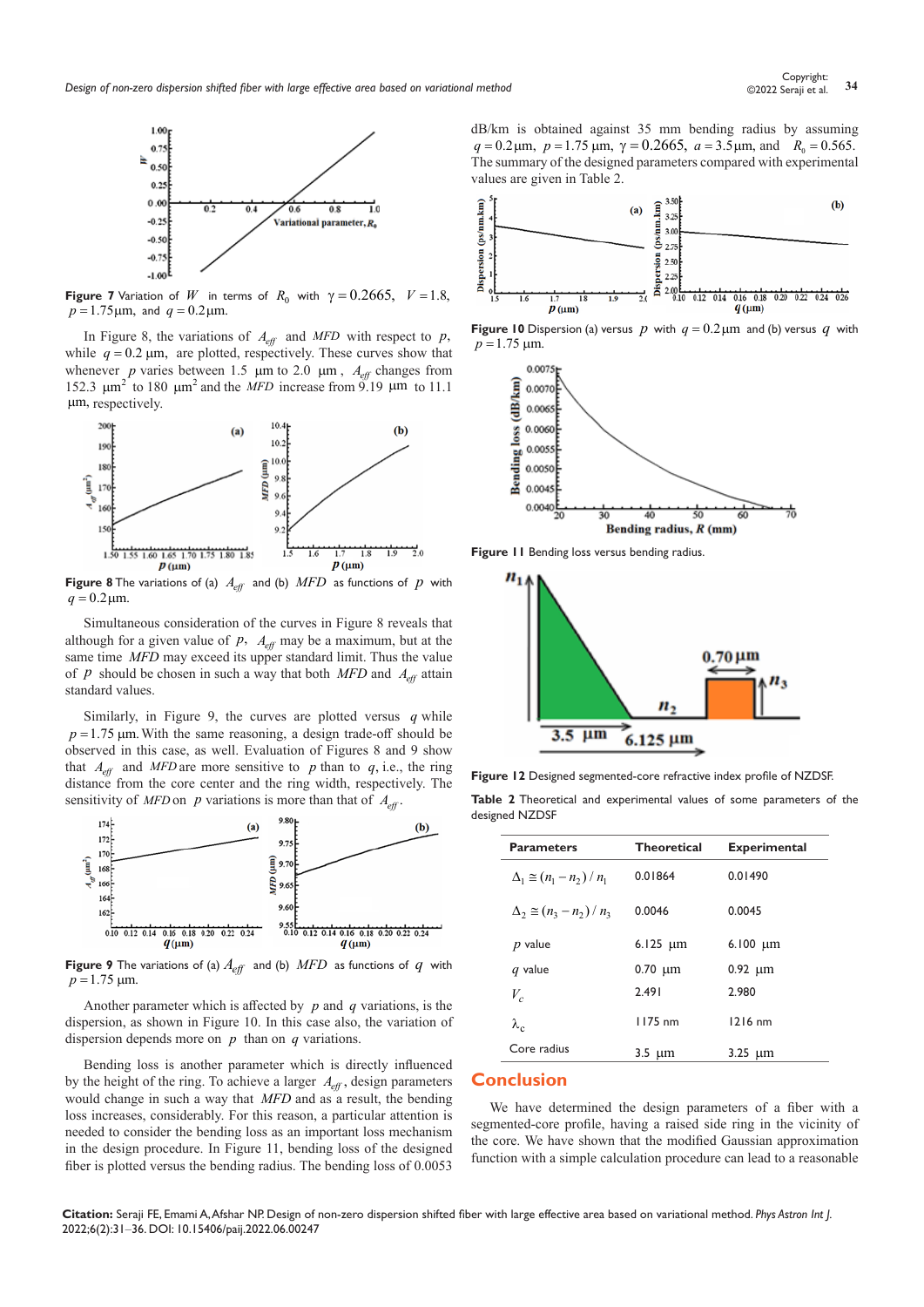Figure 7 Variation of $W$ in terms of $R_0$ with $\gamma = 0.2665$, $V = 1.8$, $p = 1.75\,\mu\text{m}$, and $q = 0.2\,\mu\text{m}$.

In Figure 8, the variations of $A_{eff}$ and $MFD$ with respect to $p$, while $q = 0.2\ \mu\text{m}$, are plotted, respectively. These curves show that whenever $p$ varies between 1.5 μm to 2.0 μm, $A_{eff}$ changes from 152.3 $\mu\text{m}^2$ to 180 $\mu\text{m}^2$ and the $MFD$ increase from 9.19 μm to 11.1 μm, respectively.

Figure 8 The variations of (a) $A_{eff}$ and (b) $MFD$ as functions of $p$ with $q = 0.2\,\mu\text{m}$.

Simultaneous consideration of the curves in Figure 8 reveals that although for a given value of $p$, $A_{eff}$ may be a maximum, but at the same time $MFD$ may exceed its upper standard limit. Thus the value of $p$ should be chosen in such a way that both $MFD$ and $A_{eff}$ attain standard values.

Similarly, in Figure 9, the curves are plotted versus $q$ while $p = 1.75\,\mu\text{m}$. With the same reasoning, a design trade-off should be observed in this case, as well. Evaluation of Figures 8 and 9 show that $A_{eff}$ and $MFD$ are more sensitive to $p$ than to $q$, i.e., the ring distance from the core center and the ring width, respectively. The sensitivity of $MFD$ on $p$ variations is more than that of $A_{eff}$.

Figure 9 The variations of (a) $A_{eff}$ and (b) $MFD$ as functions of $q$ with $p = 1.75\,\mu\text{m}$.

Another parameter which is affected by $p$ and $q$ variations, is the dispersion, as shown in Figure 10. In this case also, the variation of dispersion depends more on $p$ than on $q$ variations.

Bending loss is another parameter which is directly influenced by the height of the ring. To achieve a larger $A_{eff}$, design parameters would change in such a way that $MFD$ and as a result, the bending loss increases, considerably. For this reason, a particular attention is needed to consider the bending loss as an important loss mechanism in the design procedure. In Figure 11, bending loss of the designed fiber is plotted versus the bending radius. The bending loss of 0.0053 dB/km is obtained against 35 mm bending radius by assuming $q = 0.2\,\mu\text{m}$, $p = 1.75\,\mu\text{m}$, $\gamma = 0.2665$, $a = 3.5\,\mu\text{m}$, and $R_0 = 0.565$. The summary of the designed parameters compared with experimental values are given in Table 2.

Figure 10 Dispersion (a) versus $p$ with $q = 0.2\,\mu\text{m}$ and (b) versus $q$ with $p = 1.75\,\mu\text{m}$.

Figure 11 Bending loss versus bending radius.

Figure 12 Designed segmented-core refractive index profile of NZDSF.

Table 2 Theoretical and experimental values of some parameters of the designed NZDSF

| Parameters | Theoretical | Experimental |
|---|---|---|
| $\Delta_1 \cong (n_1 - n_2)/n_1$ | 0.01864 | 0.01490 |
| $\Delta_2 \cong (n_3 - n_2)/n_3$ | 0.0046 | 0.0045 |
| $p$ value | 6.125 μm | 6.100 μm |
| $q$ value | 0.70 μm | 0.92 μm |
| $V_c$ | 2.491 | 2.980 |
| $\lambda_c$ | 1175 nm | 1216 nm |
| Core radius | 3.5 μm | 3.25 μm |

## Conclusion

We have determined the design parameters of a fiber with a segmented-core profile, having a raised side ring in the vicinity of the core. We have shown that the modified Gaussian approximation function with a simple calculation procedure can lead to a reasonable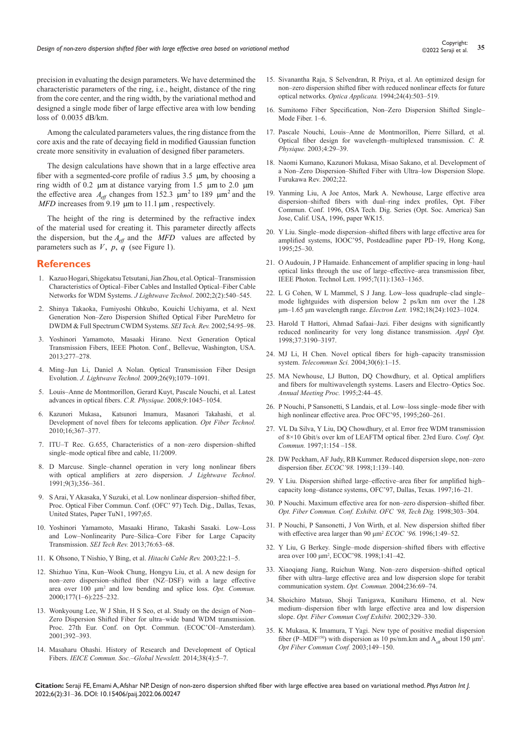precision in evaluating the design parameters. We have determined the characteristic parameters of the ring, i.e., height, distance of the ring from the core center, and the ring width, by the variational method and designed a single mode fiber of large effective area with low bending loss of 0.0035 dB/km.

Among the calculated parameters values, the ring distance from the core axis and the rate of decaying field in modified Gaussian function create more sensitivity in evaluation of designed fiber parameters.

The design calculations have shown that in a large effective area fiber with a segmented-core profile of radius 3.5 μm, by choosing a ring width of 0.2 μm at distance varying from 1.5 μm to 2.0 μm the effective area $A_{eff}$ changes from 152.3 $\mu m^2$ to 189 $\mu m^2$ and the *MFD* increases from 9.19 μm to 11.1 μm , respectively.

The height of the ring is determined by the refractive index of the material used for creating it. This parameter directly affects the dispersion, but the $A_{eff}$ and the *MFD* values are affected by parameters such as $V$, $p$, $q$ (see Figure 1).

## References

1. Kazuo Hogari, Shigekatsu Tetsutani, Jian Zhou, et al. Optical–Transmission Characteristics of Optical–Fiber Cables and Installed Optical–Fiber Cable Networks for WDM Systems. *J Lightwave Technol*. 2002;2(2):540–545.
2. Shinya Takaoka, Fumiyoshi Ohkubo, Kouichi Uchiyama, et al. Next Generation Non–Zero Dispersion Shifted Optical Fiber PureMetro for DWDM & Full Spectrum CWDM Systems. *SEI Tech. Rev.* 2002;54:95–98.
3. Yoshinori Yamamoto, Masaaki Hirano. Next Generation Optical Transmission Fibers, IEEE Photon. Conf., Bellevue, Washington, USA. 2013;277–278.
4. Ming–Jun Li, Daniel A Nolan. Optical Transmission Fiber Design Evolution. *J. Lightwave Technol.* 2009;26(9);1079–1091.
5. Louis–Anne de Montmorillon, Gerard Kuyt, Pascale Nouchi, et al. Latest advances in optical fibers. *C.R. Physique.* 2008;9:1045–1054.
6. Kazunori Mukasa, Katsunori Imamura, Masanori Takahashi, et al. Development of novel fibers for telecoms application. *Opt Fiber Technol.* 2010;16;367–377.
7. ITU–T Rec. G.655, Characteristics of a non–zero dispersion–shifted single–mode optical fibre and cable, 11/2009.
8. D Marcuse. Single–channel operation in very long nonlinear fibers with optical amplifiers at zero dispersion. *J Lightwave Technol*. 1991;9(3);356–361.
9. S Arai, Y Akasaka, Y Suzuki, et al. Low nonlinear dispersion–shifted fiber, Proc. Optical Fiber Commun. Conf. (OFC' 97) Tech. Dig., Dallas, Texas, United States, Paper TuN1, 1997;65.
10. Yoshinori Yamamoto, Masaaki Hirano, Takashi Sasaki. Low–Loss and Low–Nonlinearity Pure–Silica–Core Fiber for Large Capacity Transmission. *SEI Tech Rev.* 2013;76:63–68.
11. K Ohsono, T Nishio, Y Bing, et al. *Hitachi Cable Rev.* 2003;22:1–5.
12. Shizhuo Yina, Kun–Wook Chung, Hongyu Liu, et al. A new design for non–zero dispersion–shifted fiber (NZ–DSF) with a large effective area over 100 $\mu m^2$ and low bending and splice loss. *Opt. Commun.* 2000;177(1–6):225–232.
13. Wonkyoung Lee, W J Shin, H S Seo, et al. Study on the design of Non–Zero Dispersion Shifted Fiber for ultra–wide band WDM transmission. Proc. 27th Eur. Conf. on Opt. Commun. (ECOC'OI–Amsterdam). 2001;392–393.
14. Masaharu Ohashi. History of Research and Development of Optical Fibers. *IEICE Commun. Soc.–Global Newslett.* 2014;38(4):5–7.
15. Sivanantha Raja, S Selvendran, R Priya, et al. An optimized design for non–zero dispersion shifted fiber with reduced nonlinear effects for future optical networks. *Optica Applicata.* 1994;24(4):503–519.
16. Sumitomo Fiber Specification, Non–Zero Dispersion Shifted Single–Mode Fiber. 1–6.
17. Pascale Nouchi, Louis–Anne de Montmorillon, Pierre Sillard, et al. Optical fiber design for wavelength–multiplexed transmission. *C. R. Physique.* 2003;4:29–39.
18. Naomi Kumano, Kazunori Mukasa, Misao Sakano, et al. Development of a Non–Zero Dispersion–Shifted Fiber with Ultra–low Dispersion Slope. Furukawa Rev. 2002;22.
19. Yanming Liu, A Joe Antos, Mark A. Newhouse, Large effective area dispersion–shifted fibers with dual–ring index profiles, Opt. Fiber Commun. Conf. 1996, OSA Tech. Dig. Series (Opt. Soc. America) San Jose, Calif. USA, 1996, paper WK15.
20. Y Liu. Single–mode dispersion–shifted fibers with large effective area for amplified systems, IOOC'95, Postdeadline paper PD–19, Hong Kong, 1995;25–30.
21. O Audouin, J P Hamaide. Enhancement of amplifier spacing in long–haul optical links through the use of large–effective–area transmission fiber, IEEE Photon. Technol Lett. 1995;7(11):1363–1365.
22. L G Cohen, W L Mammel, S J Jang. Low–loss quadruple–clad single–mode lightguides with dispersion below 2 ps/km nm over the 1.28 μm–1.65 μm wavelength range. *Electron Lett.* 1982;18(24):1023–1024.
23. Harold T Hattori, Ahmad Safaai–Jazi. Fiber designs with significantly reduced nonlinearity for very long distance transmission. *Appl Opt.* 1998;37:3190–3197.
24. MJ Li, H Chen. Novel optical fibers for high–capacity transmission system. *Telecommun Sci.* 2004;30(6):1–15.
25. MA Newhouse, LJ Button, DQ Chowdhury, et al. Optical amplifiers and fibers for multiwavelength systems. Lasers and Electro–Optics Soc. *Annual Meeting Proc.* 1995;2:44–45.
26. P Nouchi, P Sansonetti, S Landais, et al. Low–loss single–mode fiber with high nonlinear effective area. Proc OFC'95, 1995;260–261.
27. VL Da Silva, Y Liu, DQ Chowdhury, et al. Error free WDM transmission of 8×10 Gbit/s over km of LEAFTM optical fiber. 23rd Euro. *Conf. Opt. Commun.* 1997;1:154 –158.
28. DW Peckham, AF Judy, RB Kummer. Reduced dispersion slope, non–zero dispersion fiber. *ECOC'98.* 1998;1:139–140.
29. Y Liu. Dispersion shifted large–effective–area fiber for amplified high–capacity long–distance systems, OFC'97, Dallas, Texas. 1997;16–21.
30. P Nouchi. Maximum effective area for non–zero dispersion–shifted fiber. *Opt. Fiber Commun. Conf. Exhibit. OFC '98, Tech Dig.* 1998;303–304.
31. P Nouchi, P Sansonetti, J Von Wirth, et al. New dispersion shifted fiber with effective area larger than 90 $\mu m^2$ *ECOC '96.* 1996;1:49–52.
32. Y Liu, G Berkey. Single–mode dispersion–shifted fibers with effective area over 100 $\mu m^2$, ECOC'98. 1998;1:41–42.
33. Xiaoqiang Jiang, Ruichun Wang. Non–zero dispersion–shifted optical fiber with ultra–large effective area and low dispersion slope for terabit communication system. *Opt. Commun.* 2004;236:69–74.
34. Shoichiro Matsuo, Shoji Tanigawa, Kuniharu Himeno, et al. New medium–dispersion fiber wlth large effective area and low dispersion slope. *Opt. Fiber Commun Conf Exhibit.* 2002;329–330.
35. K Mukasa, K Imamura, T Yagi. New type of positive medial dispersion fiber (P–MDF[150]) with dispersion as 10 ps/nm.km and $A_{eff}$ about 150 $\mu m^2$. *Opt Fiber Commun Conf.* 2003;149–150.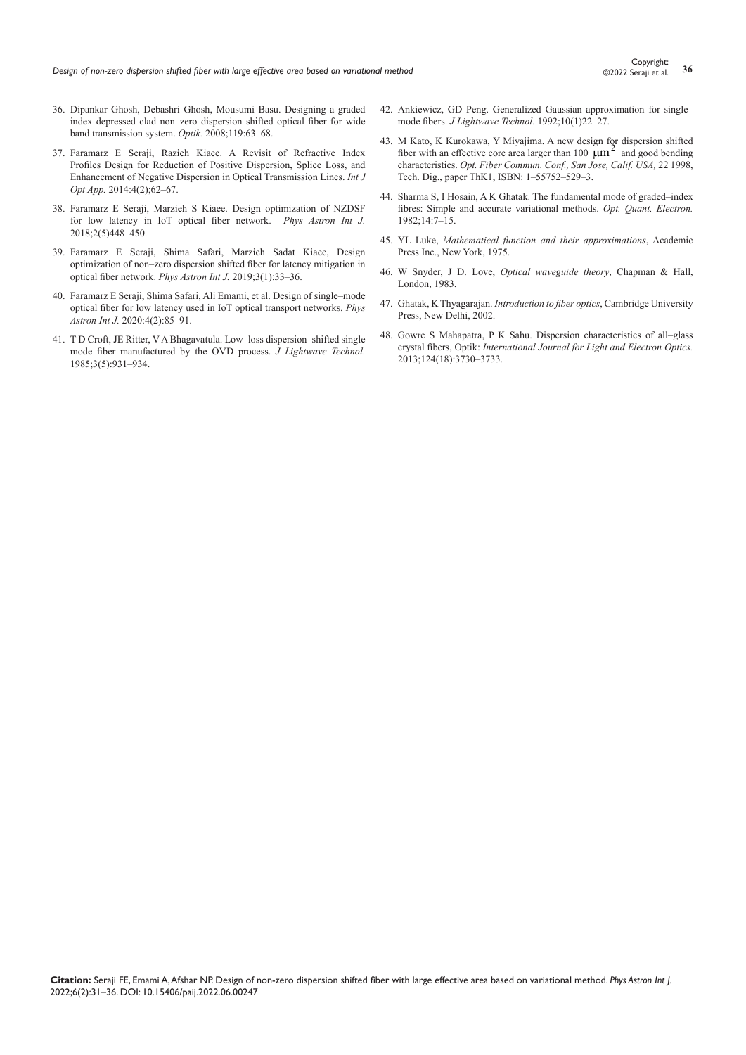36. Dipankar Ghosh, Debashri Ghosh, Mousumi Basu. Designing a graded index depressed clad non–zero dispersion shifted optical fiber for wide band transmission system. *Optik.* 2008;119:63–68.
37. Faramarz E Seraji, Razieh Kiaee. A Revisit of Refractive Index Profiles Design for Reduction of Positive Dispersion, Splice Loss, and Enhancement of Negative Dispersion in Optical Transmission Lines. *Int J Opt App.* 2014:4(2);62–67.
38. Faramarz E Seraji, Marzieh S Kiaee. Design optimization of NZDSF for low latency in IoT optical fiber network. *Phys Astron Int J.* 2018;2(5)448–450.
39. Faramarz E Seraji, Shima Safari, Marzieh Sadat Kiaee, Design optimization of non–zero dispersion shifted fiber for latency mitigation in optical fiber network. *Phys Astron Int J.* 2019;3(1):33–36.
40. Faramarz E Seraji, Shima Safari, Ali Emami, et al. Design of single–mode optical fiber for low latency used in IoT optical transport networks. *Phys Astron Int J.* 2020:4(2):85–91.
41. T D Croft, JE Ritter, V A Bhagavatula. Low–loss dispersion–shifted single mode fiber manufactured by the OVD process. *J Lightwave Technol.* 1985;3(5):931–934.
42. Ankiewicz, GD Peng. Generalized Gaussian approximation for single–mode fibers. *J Lightwave Technol.* 1992;10(1)22–27.
43. M Kato, K Kurokawa, Y Miyajima. A new design for dispersion shifted fiber with an effective core area larger than 100 $\mu m^2$ and good bending characteristics. *Opt. Fiber Commun. Conf., San Jose, Calif. USA,* 22 1998, Tech. Dig., paper ThK1, ISBN: 1–55752–529–3.
44. Sharma S, I Hosain, A K Ghatak. The fundamental mode of graded–index fibres: Simple and accurate variational methods. *Opt. Quant. Electron.* 1982;14:7–15.
45. YL Luke, *Mathematical function and their approximations*, Academic Press Inc., New York, 1975.
46. W Snyder, J D. Love, *Optical waveguide theory*, Chapman & Hall, London, 1983.
47. Ghatak, K Thyagarajan. *Introduction to fiber optics*, Cambridge University Press, New Delhi, 2002.
48. Gowre S Mahapatra, P K Sahu. Dispersion characteristics of all–glass crystal fibers, Optik: *International Journal for Light and Electron Optics.* 2013;124(18):3730–3733.